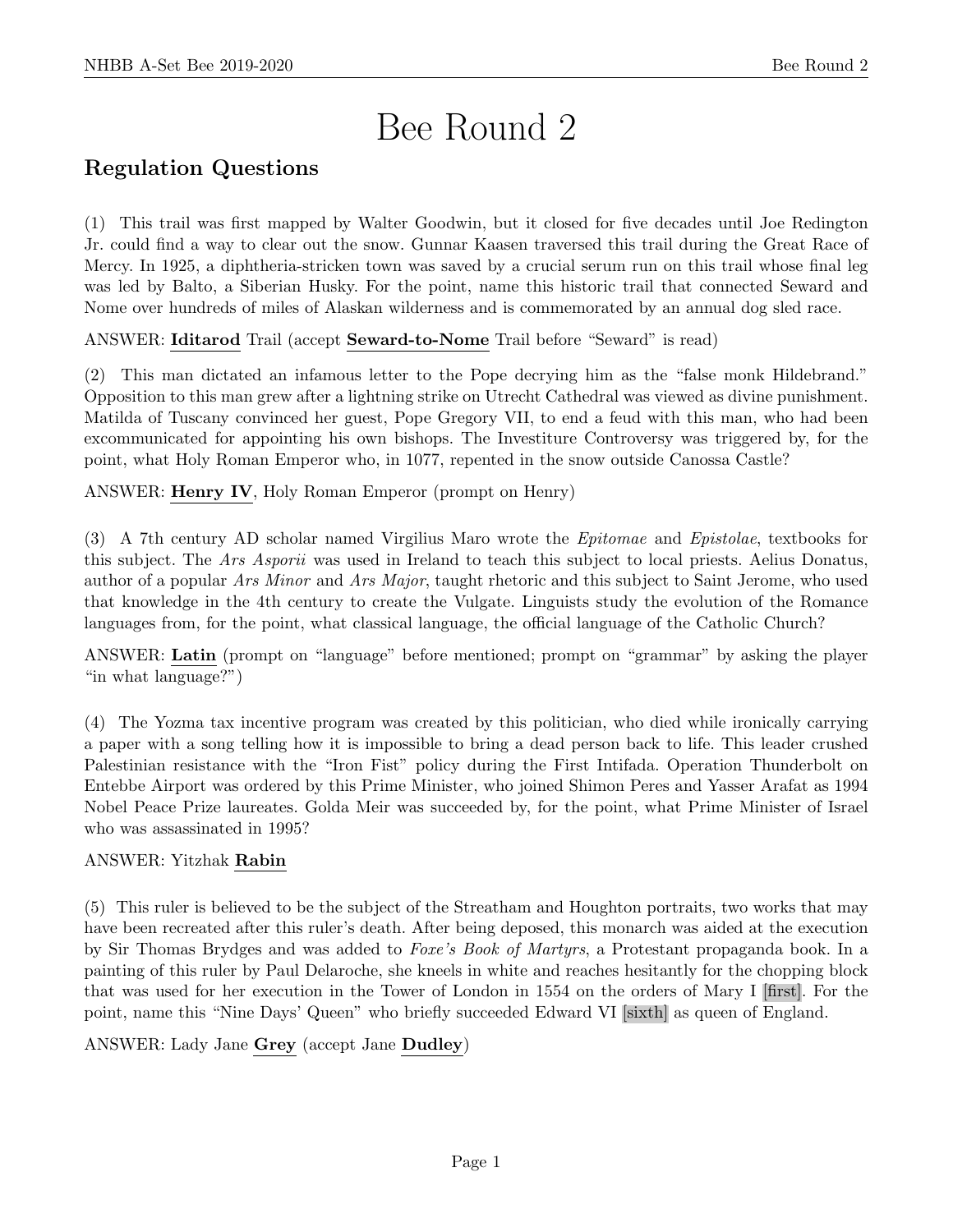# Bee Round 2

## Regulation Questions

(1) This trail was first mapped by Walter Goodwin, but it closed for five decades until Joe Redington Jr. could find a way to clear out the snow. Gunnar Kaasen traversed this trail during the Great Race of Mercy. In 1925, a diphtheria-stricken town was saved by a crucial serum run on this trail whose final leg was led by Balto, a Siberian Husky. For the point, name this historic trail that connected Seward and Nome over hundreds of miles of Alaskan wilderness and is commemorated by an annual dog sled race.

ANSWER: **Iditarod** Trail (accept **Seward-to-Nome** Trail before "Seward" is read)

(2) This man dictated an infamous letter to the Pope decrying him as the "false monk Hildebrand." Opposition to this man grew after a lightning strike on Utrecht Cathedral was viewed as divine punishment. Matilda of Tuscany convinced her guest, Pope Gregory VII, to end a feud with this man, who had been excommunicated for appointing his own bishops. The Investiture Controversy was triggered by, for the point, what Holy Roman Emperor who, in 1077, repented in the snow outside Canossa Castle?

ANSWER: **Henry IV**, Holy Roman Emperor (prompt on Henry)

(3) A 7th century AD scholar named Virgilius Maro wrote the *Epitomae* and *Epistolae*, textbooks for this subject. The *Ars Asporii* was used in Ireland to teach this subject to local priests. Aelius Donatus, author of a popular *Ars Minor* and *Ars Major*, taught rhetoric and this subject to Saint Jerome, who used that knowledge in the 4th century to create the Vulgate. Linguists study the evolution of the Romance languages from, for the point, what classical language, the official language of the Catholic Church?

ANSWER: **Latin** (prompt on "language" before mentioned; prompt on "grammar" by asking the player "in what language?")

(4) The Yozma tax incentive program was created by this politician, who died while ironically carrying a paper with a song telling how it is impossible to bring a dead person back to life. This leader crushed Palestinian resistance with the "Iron Fist" policy during the First Intifada. Operation Thunderbolt on Entebbe Airport was ordered by this Prime Minister, who joined Shimon Peres and Yasser Arafat as 1994 Nobel Peace Prize laureates. Golda Meir was succeeded by, for the point, what Prime Minister of Israel who was assassinated in 1995?

ANSWER: Yitzhak **Rabin**

(5) This ruler is believed to be the subject of the Streatham and Houghton portraits, two works that may have been recreated after this ruler's death. After being deposed, this monarch was aided at the execution by Sir Thomas Brydges and was added to *Foxe's Book of Martyrs*, a Protestant propaganda book. In a painting of this ruler by Paul Delaroche, she kneels in white and reaches hesitantly for the chopping block that was used for her execution in the Tower of London in 1554 on the orders of Mary I [first]. For the point, name this "Nine Days' Queen" who briefly succeeded Edward VI [sixth] as queen of England.

ANSWER: Lady Jane **Grey** (accept Jane **Dudley**)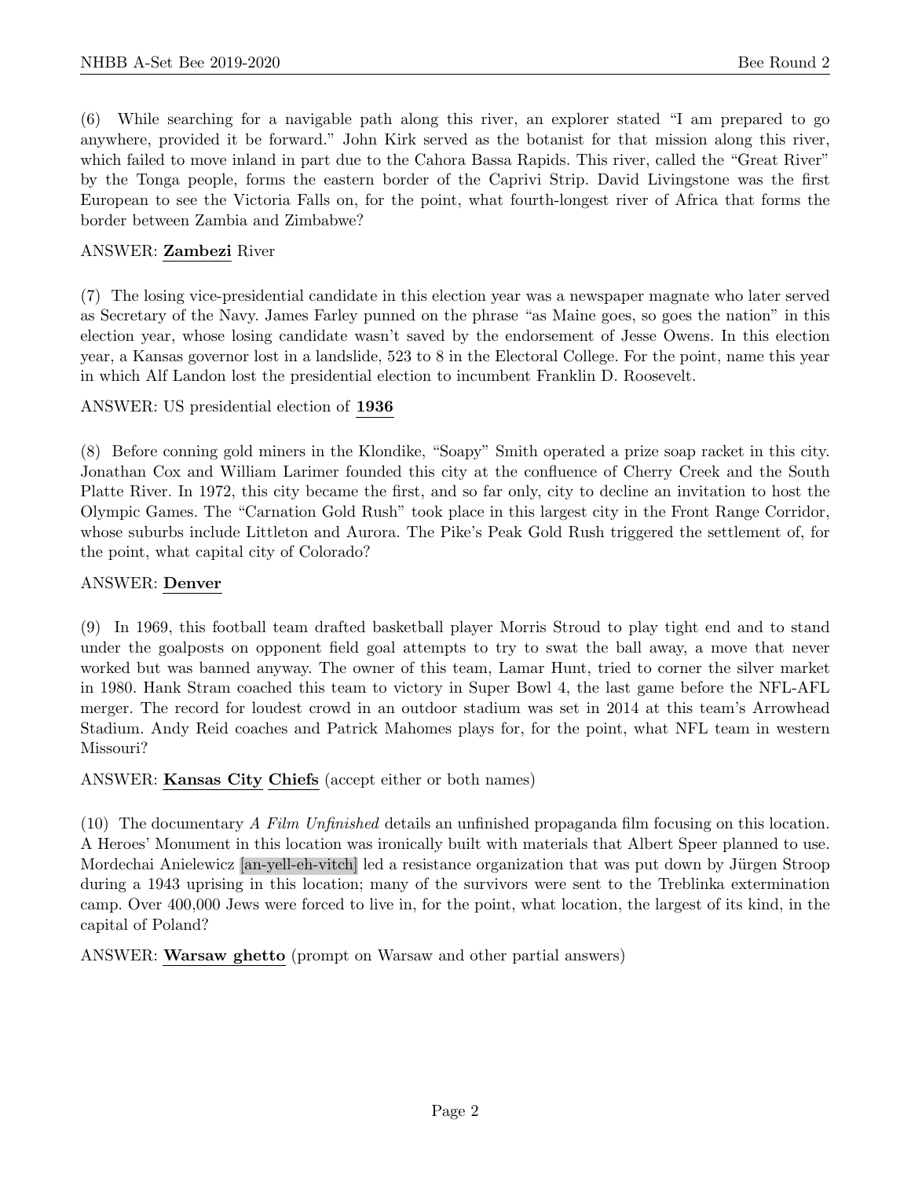(6) While searching for a navigable path along this river, an explorer stated "I am prepared to go anywhere, provided it be forward." John Kirk served as the botanist for that mission along this river, which failed to move inland in part due to the Cahora Bassa Rapids. This river, called the "Great River" by the Tonga people, forms the eastern border of the Caprivi Strip. David Livingstone was the first European to see the Victoria Falls on, for the point, what fourth-longest river of Africa that forms the border between Zambia and Zimbabwe?

ANSWER: **Zambezi** River

(7) The losing vice-presidential candidate in this election year was a newspaper magnate who later served as Secretary of the Navy. James Farley punned on the phrase "as Maine goes, so goes the nation" in this election year, whose losing candidate wasn't saved by the endorsement of Jesse Owens. In this election year, a Kansas governor lost in a landslide, 523 to 8 in the Electoral College. For the point, name this year in which Alf Landon lost the presidential election to incumbent Franklin D. Roosevelt.

ANSWER: US presidential election of **1936**

(8) Before conning gold miners in the Klondike, "Soapy" Smith operated a prize soap racket in this city. Jonathan Cox and William Larimer founded this city at the confluence of Cherry Creek and the South Platte River. In 1972, this city became the first, and so far only, city to decline an invitation to host the Olympic Games. The "Carnation Gold Rush" took place in this largest city in the Front Range Corridor, whose suburbs include Littleton and Aurora. The Pike's Peak Gold Rush triggered the settlement of, for the point, what capital city of Colorado?

ANSWER: **Denver**

(9) In 1969, this football team drafted basketball player Morris Stroud to play tight end and to stand under the goalposts on opponent field goal attempts to try to swat the ball away, a move that never worked but was banned anyway. The owner of this team, Lamar Hunt, tried to corner the silver market in 1980. Hank Stram coached this team to victory in Super Bowl 4, the last game before the NFL-AFL merger. The record for loudest crowd in an outdoor stadium was set in 2014 at this team's Arrowhead Stadium. Andy Reid coaches and Patrick Mahomes plays for, for the point, what NFL team in western Missouri?

ANSWER: **Kansas City Chiefs** (accept either or both names)

(10) The documentary *A Film Unfinished* details an unfinished propaganda film focusing on this location. A Heroes' Monument in this location was ironically built with materials that Albert Speer planned to use. Mordechai Anielewicz [an-yell-eh-vitch] led a resistance organization that was put down by Jürgen Stroop during a 1943 uprising in this location; many of the survivors were sent to the Treblinka extermination camp. Over 400,000 Jews were forced to live in, for the point, what location, the largest of its kind, in the capital of Poland?

ANSWER: **Warsaw ghetto** (prompt on Warsaw and other partial answers)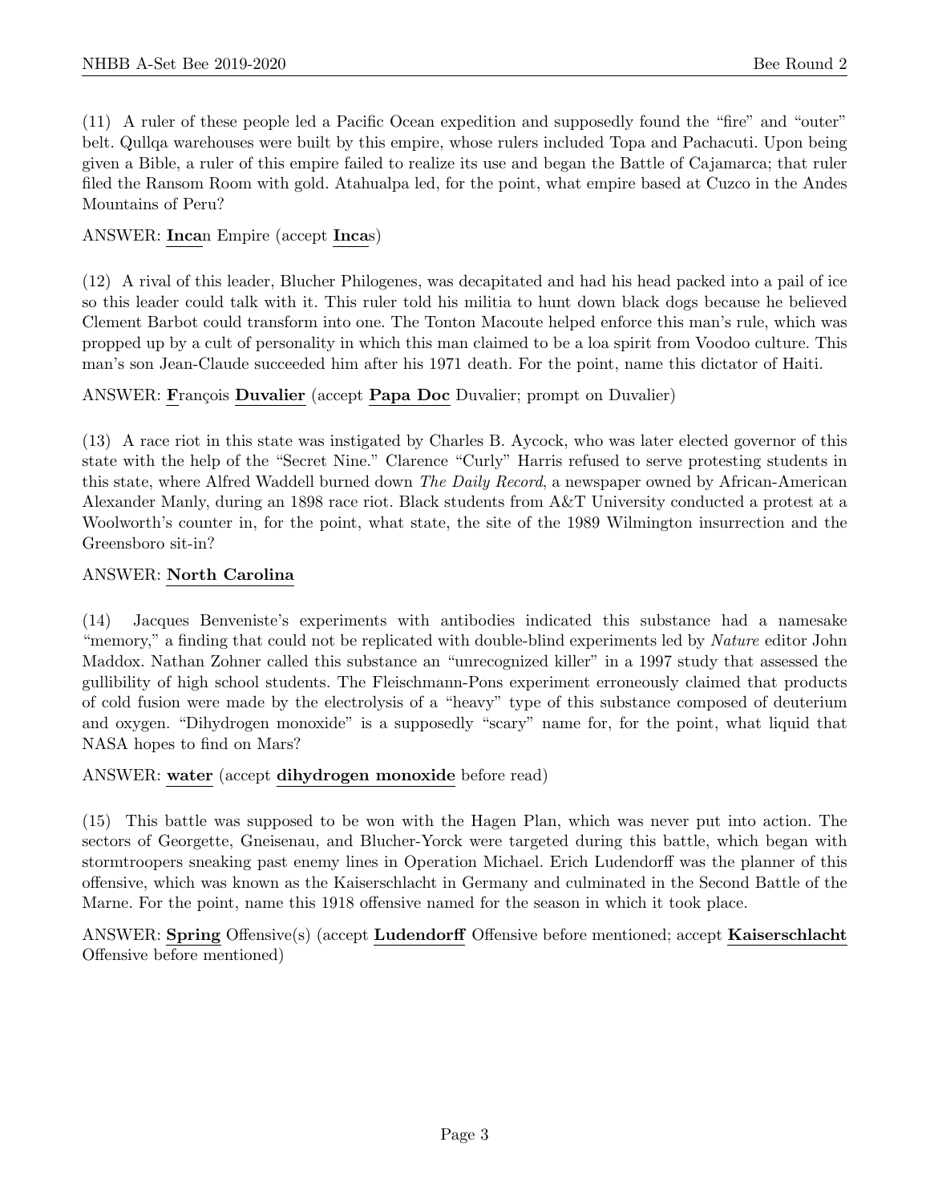(11) A ruler of these people led a Pacific Ocean expedition and supposedly found the "fire" and "outer" belt. Qullqa warehouses were built by this empire, whose rulers included Topa and Pachacuti. Upon being given a Bible, a ruler of this empire failed to realize its use and began the Battle of Cajamarca; that ruler filed the Ransom Room with gold. Atahualpa led, for the point, what empire based at Cuzco in the Andes Mountains of Peru?

ANSWER: **Inca**n Empire (accept **Inca**s)

(12) A rival of this leader, Blucher Philogenes, was decapitated and had his head packed into a pail of ice so this leader could talk with it. This ruler told his militia to hunt down black dogs because he believed Clement Barbot could transform into one. The Tonton Macoute helped enforce this man's rule, which was propped up by a cult of personality in which this man claimed to be a loa spirit from Voodoo culture. This man's son Jean-Claude succeeded him after his 1971 death. For the point, name this dictator of Haiti.

ANSWER: **F**rançois **Duvalier** (accept **Papa Doc** Duvalier; prompt on Duvalier)

(13) A race riot in this state was instigated by Charles B. Aycock, who was later elected governor of this state with the help of the "Secret Nine." Clarence "Curly" Harris refused to serve protesting students in this state, where Alfred Waddell burned down *The Daily Record*, a newspaper owned by African-American Alexander Manly, during an 1898 race riot. Black students from A&T University conducted a protest at a Woolworth's counter in, for the point, what state, the site of the 1989 Wilmington insurrection and the Greensboro sit-in?

ANSWER: **North Carolina**

(14) Jacques Benveniste's experiments with antibodies indicated this substance had a namesake "memory," a finding that could not be replicated with double-blind experiments led by *Nature* editor John Maddox. Nathan Zohner called this substance an "unrecognized killer" in a 1997 study that assessed the gullibility of high school students. The Fleischmann-Pons experiment erroneously claimed that products of cold fusion were made by the electrolysis of a "heavy" type of this substance composed of deuterium and oxygen. "Dihydrogen monoxide" is a supposedly "scary" name for, for the point, what liquid that NASA hopes to find on Mars?

ANSWER: **water** (accept **dihydrogen monoxide** before read)

(15) This battle was supposed to be won with the Hagen Plan, which was never put into action. The sectors of Georgette, Gneisenau, and Blucher-Yorck were targeted during this battle, which began with stormtroopers sneaking past enemy lines in Operation Michael. Erich Ludendorff was the planner of this offensive, which was known as the Kaiserschlacht in Germany and culminated in the Second Battle of the Marne. For the point, name this 1918 offensive named for the season in which it took place.

ANSWER: **Spring** Offensive(s) (accept **Ludendorff** Offensive before mentioned; accept **Kaiserschlacht** Offensive before mentioned)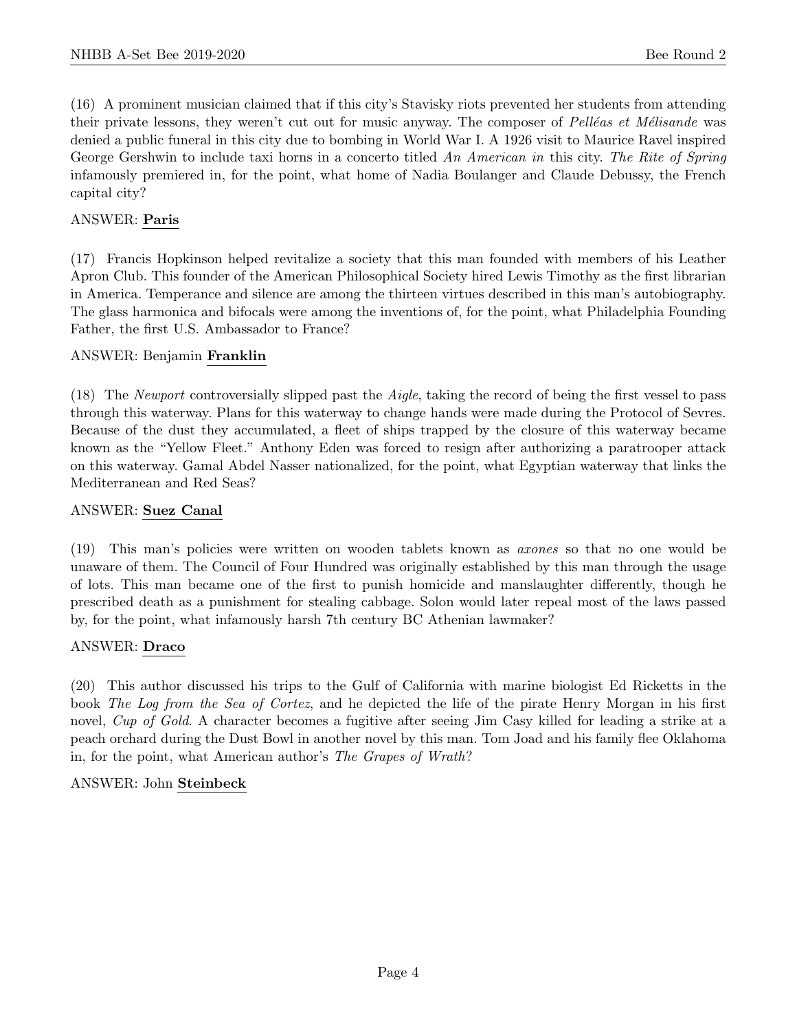(16) A prominent musician claimed that if this city's Stavisky riots prevented her students from attending their private lessons, they weren't cut out for music anyway. The composer of *Pelléas et Mélisande* was denied a public funeral in this city due to bombing in World War I. A 1926 visit to Maurice Ravel inspired George Gershwin to include taxi horns in a concerto titled *An American in* this city. *The Rite of Spring* infamously premiered in, for the point, what home of Nadia Boulanger and Claude Debussy, the French capital city?

ANSWER: **Paris**

(17) Francis Hopkinson helped revitalize a society that this man founded with members of his Leather Apron Club. This founder of the American Philosophical Society hired Lewis Timothy as the first librarian in America. Temperance and silence are among the thirteen virtues described in this man's autobiography. The glass harmonica and bifocals were among the inventions of, for the point, what Philadelphia Founding Father, the first U.S. Ambassador to France?

ANSWER: Benjamin **Franklin**

(18) The *Newport* controversially slipped past the *Aigle*, taking the record of being the first vessel to pass through this waterway. Plans for this waterway to change hands were made during the Protocol of Sevres. Because of the dust they accumulated, a fleet of ships trapped by the closure of this waterway became known as the "Yellow Fleet." Anthony Eden was forced to resign after authorizing a paratrooper attack on this waterway. Gamal Abdel Nasser nationalized, for the point, what Egyptian waterway that links the Mediterranean and Red Seas?

ANSWER: **Suez Canal**

(19) This man's policies were written on wooden tablets known as *axones* so that no one would be unaware of them. The Council of Four Hundred was originally established by this man through the usage of lots. This man became one of the first to punish homicide and manslaughter differently, though he prescribed death as a punishment for stealing cabbage. Solon would later repeal most of the laws passed by, for the point, what infamously harsh 7th century BC Athenian lawmaker?

ANSWER: **Draco**

(20) This author discussed his trips to the Gulf of California with marine biologist Ed Ricketts in the book *The Log from the Sea of Cortez*, and he depicted the life of the pirate Henry Morgan in his first novel, *Cup of Gold*. A character becomes a fugitive after seeing Jim Casy killed for leading a strike at a peach orchard during the Dust Bowl in another novel by this man. Tom Joad and his family flee Oklahoma in, for the point, what American author's *The Grapes of Wrath*?

ANSWER: John **Steinbeck**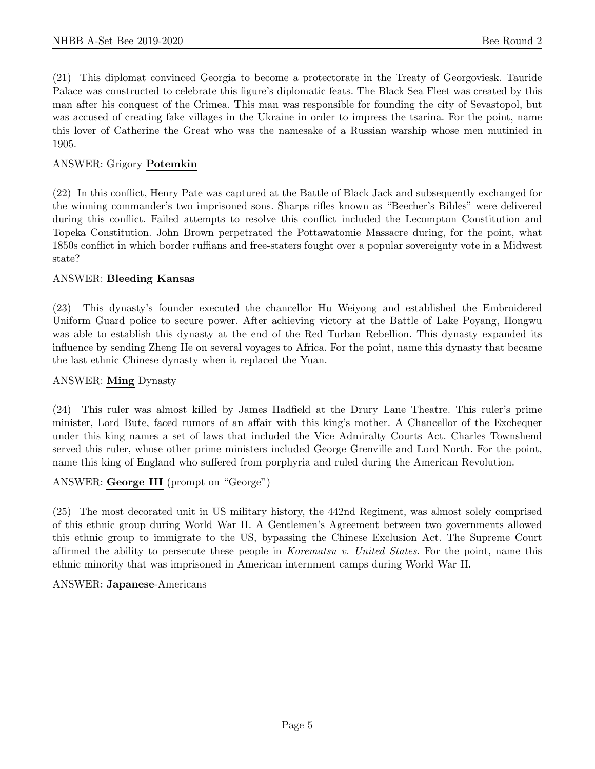(21) This diplomat convinced Georgia to become a protectorate in the Treaty of Georgoviesk. Tauride Palace was constructed to celebrate this figure's diplomatic feats. The Black Sea Fleet was created by this man after his conquest of the Crimea. This man was responsible for founding the city of Sevastopol, but was accused of creating fake villages in the Ukraine in order to impress the tsarina. For the point, name this lover of Catherine the Great who was the namesake of a Russian warship whose men mutinied in 1905.

ANSWER: Grigory **Potemkin**

(22) In this conflict, Henry Pate was captured at the Battle of Black Jack and subsequently exchanged for the winning commander's two imprisoned sons. Sharps rifles known as "Beecher's Bibles" were delivered during this conflict. Failed attempts to resolve this conflict included the Lecompton Constitution and Topeka Constitution. John Brown perpetrated the Pottawatomie Massacre during, for the point, what 1850s conflict in which border ruffians and free-staters fought over a popular sovereignty vote in a Midwest state?

ANSWER: **Bleeding Kansas**

(23) This dynasty's founder executed the chancellor Hu Weiyong and established the Embroidered Uniform Guard police to secure power. After achieving victory at the Battle of Lake Poyang, Hongwu was able to establish this dynasty at the end of the Red Turban Rebellion. This dynasty expanded its influence by sending Zheng He on several voyages to Africa. For the point, name this dynasty that became the last ethnic Chinese dynasty when it replaced the Yuan.

ANSWER: **Ming** Dynasty

(24) This ruler was almost killed by James Hadfield at the Drury Lane Theatre. This ruler's prime minister, Lord Bute, faced rumors of an affair with this king's mother. A Chancellor of the Exchequer under this king names a set of laws that included the Vice Admiralty Courts Act. Charles Townshend served this ruler, whose other prime ministers included George Grenville and Lord North. For the point, name this king of England who suffered from porphyria and ruled during the American Revolution.

ANSWER: **George III** (prompt on "George")

(25) The most decorated unit in US military history, the 442nd Regiment, was almost solely comprised of this ethnic group during World War II. A Gentlemen's Agreement between two governments allowed this ethnic group to immigrate to the US, bypassing the Chinese Exclusion Act. The Supreme Court affirmed the ability to persecute these people in *Korematsu v. United States*. For the point, name this ethnic minority that was imprisoned in American internment camps during World War II.

ANSWER: **Japanese**-Americans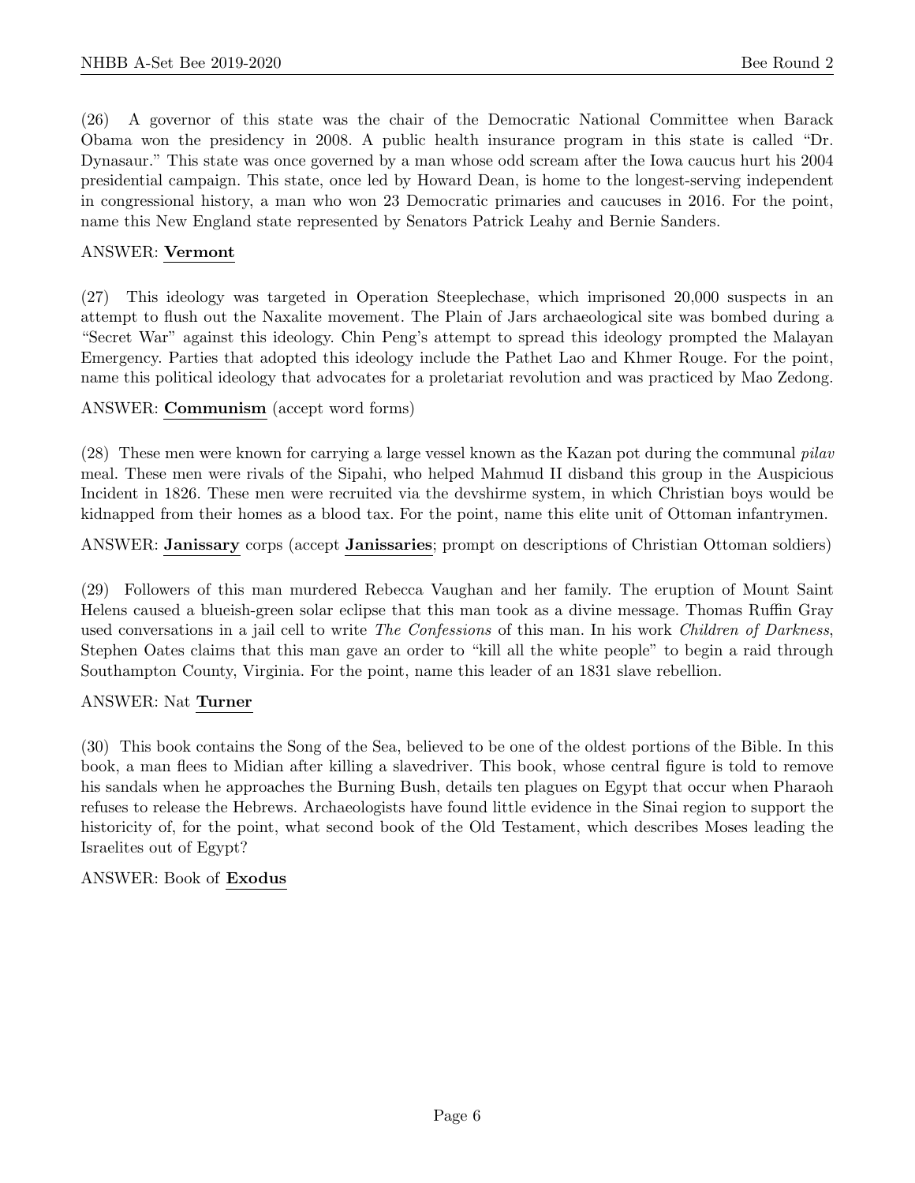(26) A governor of this state was the chair of the Democratic National Committee when Barack Obama won the presidency in 2008. A public health insurance program in this state is called "Dr. Dynasaur." This state was once governed by a man whose odd scream after the Iowa caucus hurt his 2004 presidential campaign. This state, once led by Howard Dean, is home to the longest-serving independent in congressional history, a man who won 23 Democratic primaries and caucuses in 2016. For the point, name this New England state represented by Senators Patrick Leahy and Bernie Sanders.

ANSWER: **Vermont**

(27) This ideology was targeted in Operation Steeplechase, which imprisoned 20,000 suspects in an attempt to flush out the Naxalite movement. The Plain of Jars archaeological site was bombed during a "Secret War" against this ideology. Chin Peng's attempt to spread this ideology prompted the Malayan Emergency. Parties that adopted this ideology include the Pathet Lao and Khmer Rouge. For the point, name this political ideology that advocates for a proletariat revolution and was practiced by Mao Zedong.

ANSWER: **Communism** (accept word forms)

(28) These men were known for carrying a large vessel known as the Kazan pot during the communal *pilav* meal. These men were rivals of the Sipahi, who helped Mahmud II disband this group in the Auspicious Incident in 1826. These men were recruited via the devshirme system, in which Christian boys would be kidnapped from their homes as a blood tax. For the point, name this elite unit of Ottoman infantrymen.

ANSWER: **Janissary** corps (accept **Janissaries**; prompt on descriptions of Christian Ottoman soldiers)

(29) Followers of this man murdered Rebecca Vaughan and her family. The eruption of Mount Saint Helens caused a blueish-green solar eclipse that this man took as a divine message. Thomas Ruffin Gray used conversations in a jail cell to write *The Confessions* of this man. In his work *Children of Darkness*, Stephen Oates claims that this man gave an order to "kill all the white people" to begin a raid through Southampton County, Virginia. For the point, name this leader of an 1831 slave rebellion.

ANSWER: Nat **Turner**

(30) This book contains the Song of the Sea, believed to be one of the oldest portions of the Bible. In this book, a man flees to Midian after killing a slavedriver. This book, whose central figure is told to remove his sandals when he approaches the Burning Bush, details ten plagues on Egypt that occur when Pharaoh refuses to release the Hebrews. Archaeologists have found little evidence in the Sinai region to support the historicity of, for the point, what second book of the Old Testament, which describes Moses leading the Israelites out of Egypt?

ANSWER: Book of **Exodus**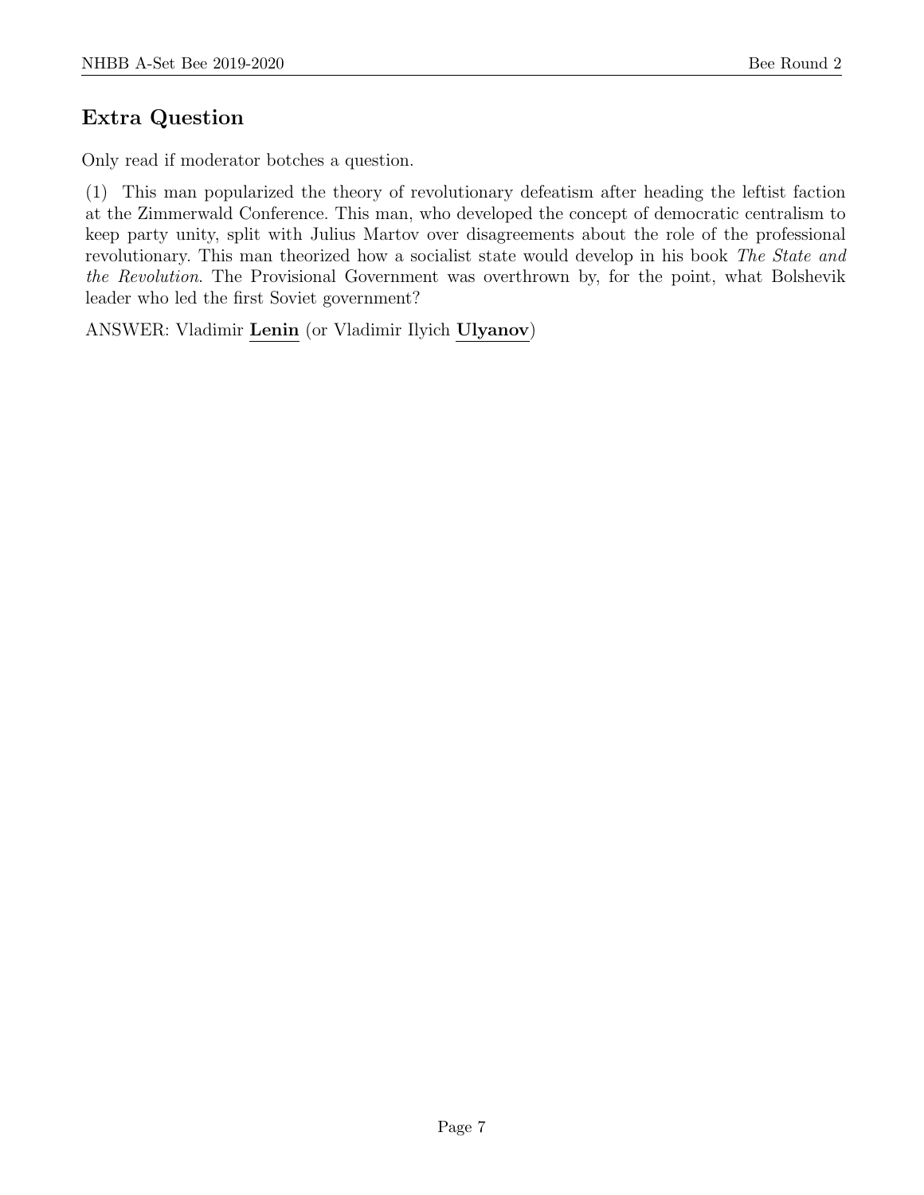## Extra Question

Only read if moderator botches a question.

(1) This man popularized the theory of revolutionary defeatism after heading the leftist faction at the Zimmerwald Conference. This man, who developed the concept of democratic centralism to keep party unity, split with Julius Martov over disagreements about the role of the professional revolutionary. This man theorized how a socialist state would develop in his book *The State and the Revolution*. The Provisional Government was overthrown by, for the point, what Bolshevik leader who led the first Soviet government?

ANSWER: Vladimir **Lenin** (or Vladimir Ilyich **Ulyanov**)